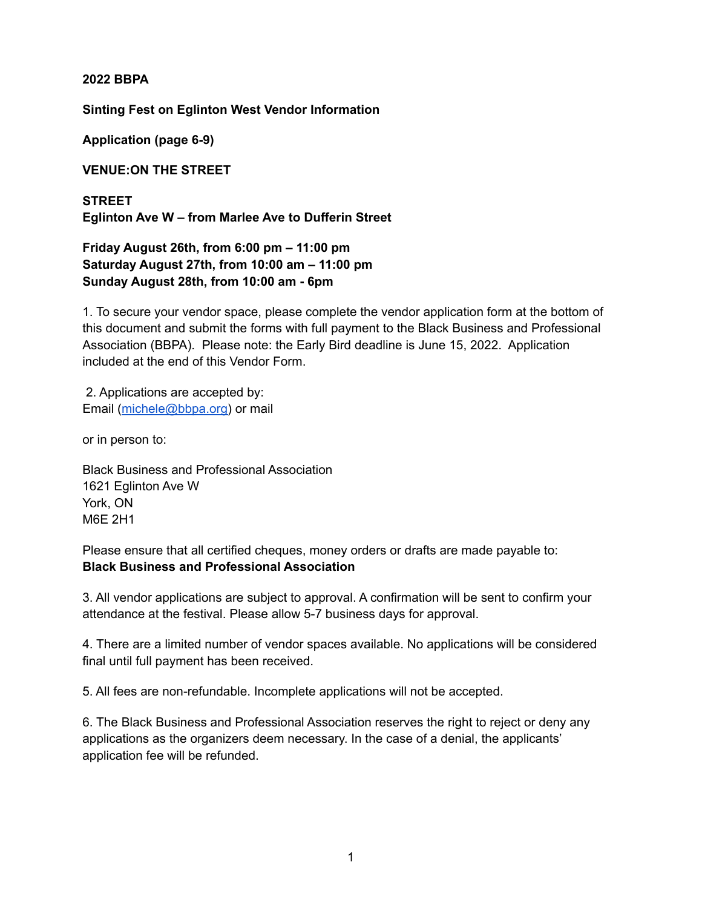**2022 BBPA**

**Sinting Fest on Eglinton West Vendor Information**

**Application (page 6-9)**

**VENUE:ON THE STREET**

**STREET**
**Eglinton Ave W – from Marlee Ave to Dufferin Street**

**Friday August 26th, from 6:00 pm – 11:00 pm**
**Saturday August 27th, from 10:00 am – 11:00 pm**
**Sunday August 28th, from 10:00 am - 6pm**

1. To secure your vendor space, please complete the vendor application form at the bottom of this document and submit the forms with full payment to the Black Business and Professional Association (BBPA). Please note: the Early Bird deadline is June 15, 2022. Application included at the end of this Vendor Form.

2. Applications are accepted by:
Email (michele@bbpa.org) or mail

or in person to:

Black Business and Professional Association
1621 Eglinton Ave W
York, ON
M6E 2H1

Please ensure that all certified cheques, money orders or drafts are made payable to:
**Black Business and Professional Association**

3. All vendor applications are subject to approval. A confirmation will be sent to confirm your attendance at the festival. Please allow 5-7 business days for approval.

4. There are a limited number of vendor spaces available. No applications will be considered final until full payment has been received.

5. All fees are non-refundable. Incomplete applications will not be accepted.

6. The Black Business and Professional Association reserves the right to reject or deny any applications as the organizers deem necessary. In the case of a denial, the applicants' application fee will be refunded.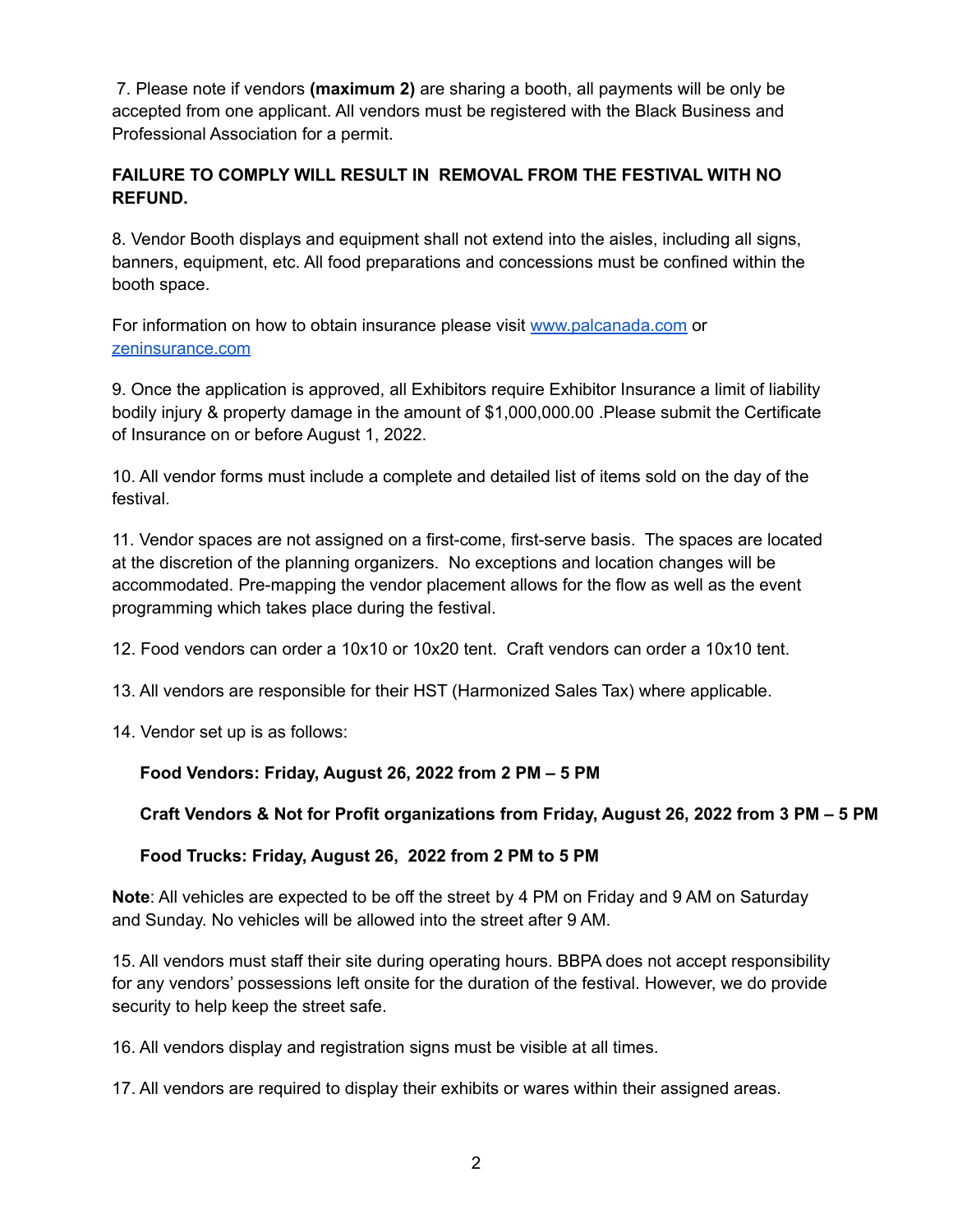7. Please note if vendors **(maximum 2)** are sharing a booth, all payments will be only be accepted from one applicant. All vendors must be registered with the Black Business and Professional Association for a permit.

**FAILURE TO COMPLY WILL RESULT IN REMOVAL FROM THE FESTIVAL WITH NO REFUND.**

8. Vendor Booth displays and equipment shall not extend into the aisles, including all signs, banners, equipment, etc. All food preparations and concessions must be confined within the booth space.

For information on how to obtain insurance please visit [www.palcanada.com](http://www.palcanada.com) or [zeninsurance.com](http://zeninsurance.com)

9. Once the application is approved, all Exhibitors require Exhibitor Insurance a limit of liability bodily injury & property damage in the amount of $1,000,000.00 .Please submit the Certificate of Insurance on or before August 1, 2022.

10. All vendor forms must include a complete and detailed list of items sold on the day of the festival.

11. Vendor spaces are not assigned on a first-come, first-serve basis. The spaces are located at the discretion of the planning organizers. No exceptions and location changes will be accommodated. Pre-mapping the vendor placement allows for the flow as well as the event programming which takes place during the festival.

12. Food vendors can order a 10x10 or 10x20 tent. Craft vendors can order a 10x10 tent.

13. All vendors are responsible for their HST (Harmonized Sales Tax) where applicable.

14. Vendor set up is as follows:

**Food Vendors: Friday, August 26, 2022 from 2 PM – 5 PM**

**Craft Vendors & Not for Profit organizations from Friday, August 26, 2022 from 3 PM – 5 PM**

**Food Trucks: Friday, August 26, 2022 from 2 PM to 5 PM**

**Note**: All vehicles are expected to be off the street by 4 PM on Friday and 9 AM on Saturday and Sunday. No vehicles will be allowed into the street after 9 AM.

15. All vendors must staff their site during operating hours. BBPA does not accept responsibility for any vendors' possessions left onsite for the duration of the festival. However, we do provide security to help keep the street safe.

16. All vendors display and registration signs must be visible at all times.

17. All vendors are required to display their exhibits or wares within their assigned areas.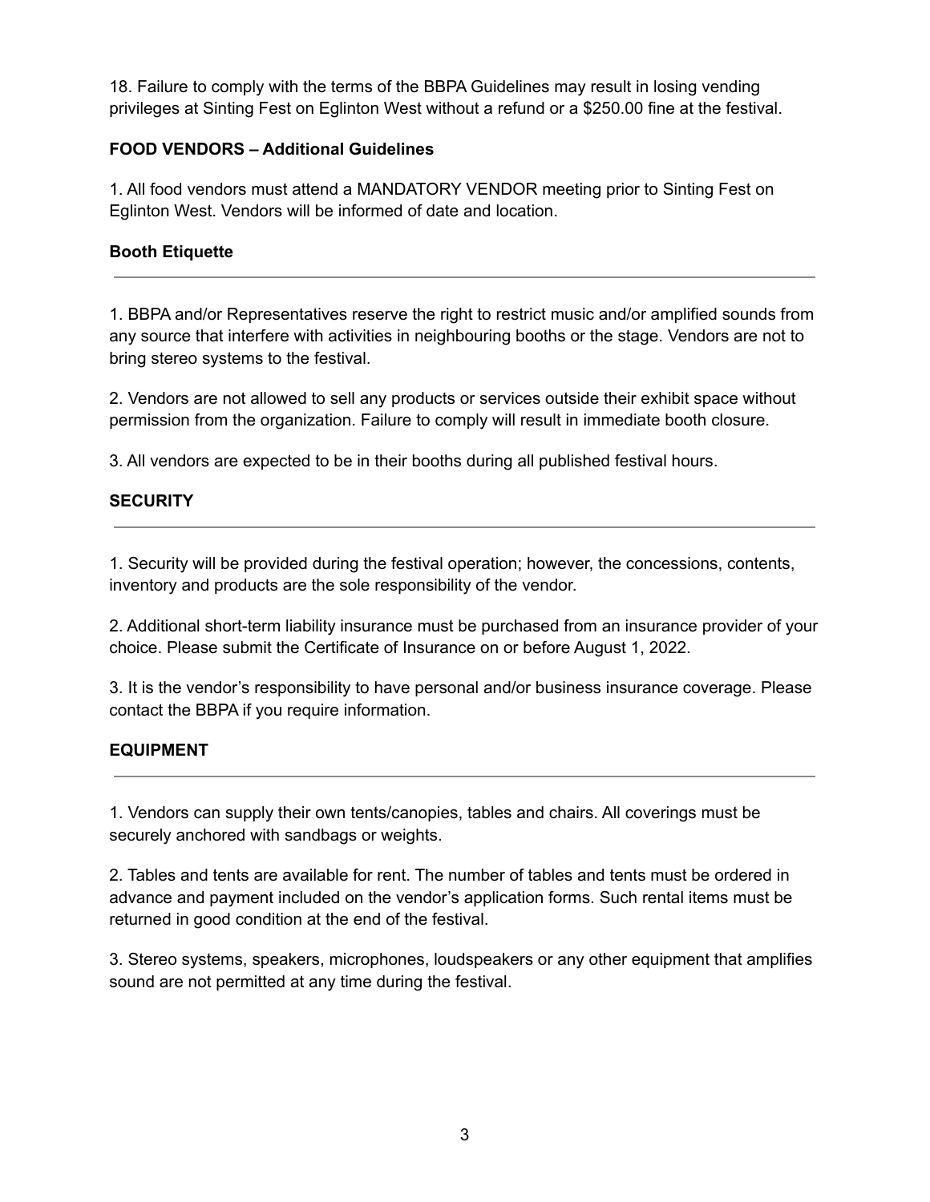18. Failure to comply with the terms of the BBPA Guidelines may result in losing vending privileges at Sinting Fest on Eglinton West without a refund or a $250.00 fine at the festival.

**FOOD VENDORS – Additional Guidelines**

1. All food vendors must attend a MANDATORY VENDOR meeting prior to Sinting Fest on Eglinton West. Vendors will be informed of date and location.

**Booth Etiquette**

---

1. BBPA and/or Representatives reserve the right to restrict music and/or amplified sounds from any source that interfere with activities in neighbouring booths or the stage. Vendors are not to bring stereo systems to the festival.

2. Vendors are not allowed to sell any products or services outside their exhibit space without permission from the organization. Failure to comply will result in immediate booth closure.

3. All vendors are expected to be in their booths during all published festival hours.

**SECURITY**

---

1. Security will be provided during the festival operation; however, the concessions, contents, inventory and products are the sole responsibility of the vendor.

2. Additional short-term liability insurance must be purchased from an insurance provider of your choice. Please submit the Certificate of Insurance on or before August 1, 2022.

3. It is the vendor's responsibility to have personal and/or business insurance coverage. Please contact the BBPA if you require information.

**EQUIPMENT**

---

1. Vendors can supply their own tents/canopies, tables and chairs. All coverings must be securely anchored with sandbags or weights.

2. Tables and tents are available for rent. The number of tables and tents must be ordered in advance and payment included on the vendor's application forms. Such rental items must be returned in good condition at the end of the festival.

3. Stereo systems, speakers, microphones, loudspeakers or any other equipment that amplifies sound are not permitted at any time during the festival.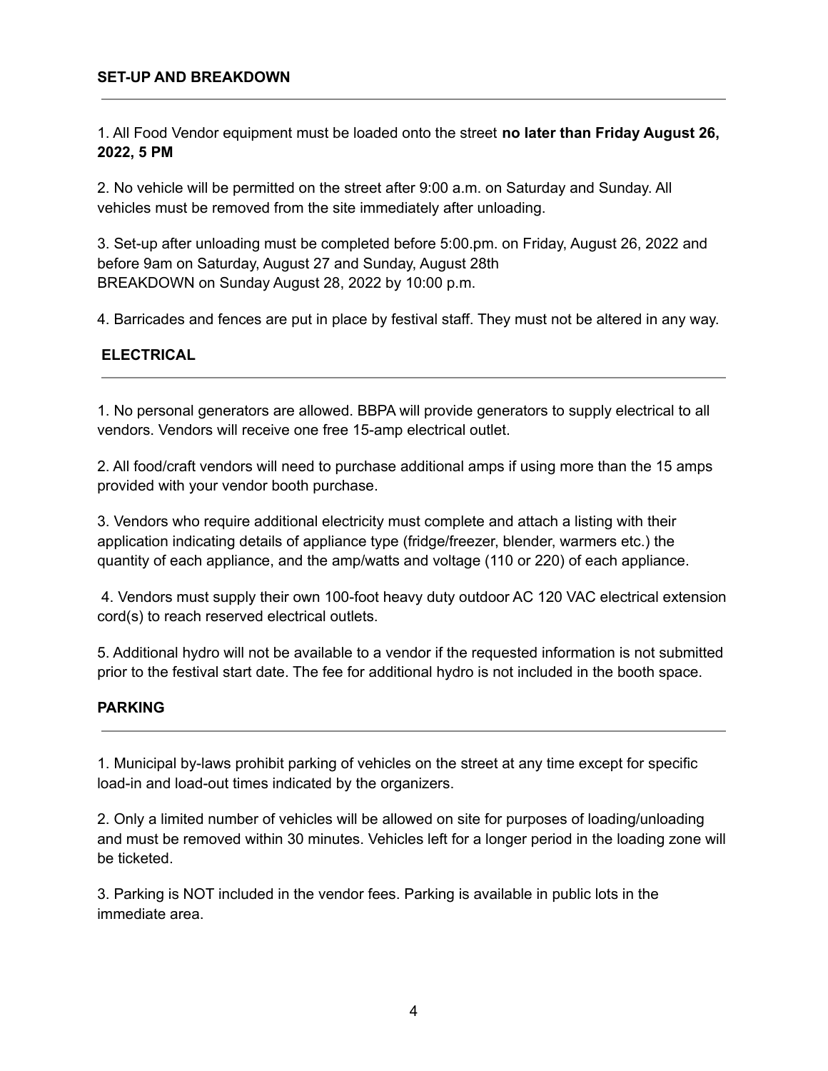## SET-UP AND BREAKDOWN

1. All Food Vendor equipment must be loaded onto the street **no later than Friday August 26, 2022, 5 PM**

2. No vehicle will be permitted on the street after 9:00 a.m. on Saturday and Sunday. All vehicles must be removed from the site immediately after unloading.

3. Set-up after unloading must be completed before 5:00.pm. on Friday, August 26, 2022 and before 9am on Saturday, August 27 and Sunday, August 28th
BREAKDOWN on Sunday August 28, 2022 by 10:00 p.m.

4. Barricades and fences are put in place by festival staff. They must not be altered in any way.

## ELECTRICAL

1. No personal generators are allowed. BBPA will provide generators to supply electrical to all vendors. Vendors will receive one free 15-amp electrical outlet.

2. All food/craft vendors will need to purchase additional amps if using more than the 15 amps provided with your vendor booth purchase.

3. Vendors who require additional electricity must complete and attach a listing with their application indicating details of appliance type (fridge/freezer, blender, warmers etc.) the quantity of each appliance, and the amp/watts and voltage (110 or 220) of each appliance.

4. Vendors must supply their own 100-foot heavy duty outdoor AC 120 VAC electrical extension cord(s) to reach reserved electrical outlets.

5. Additional hydro will not be available to a vendor if the requested information is not submitted prior to the festival start date. The fee for additional hydro is not included in the booth space.

## PARKING

1. Municipal by-laws prohibit parking of vehicles on the street at any time except for specific load-in and load-out times indicated by the organizers.

2. Only a limited number of vehicles will be allowed on site for purposes of loading/unloading and must be removed within 30 minutes. Vehicles left for a longer period in the loading zone will be ticketed.

3. Parking is NOT included in the vendor fees. Parking is available in public lots in the immediate area.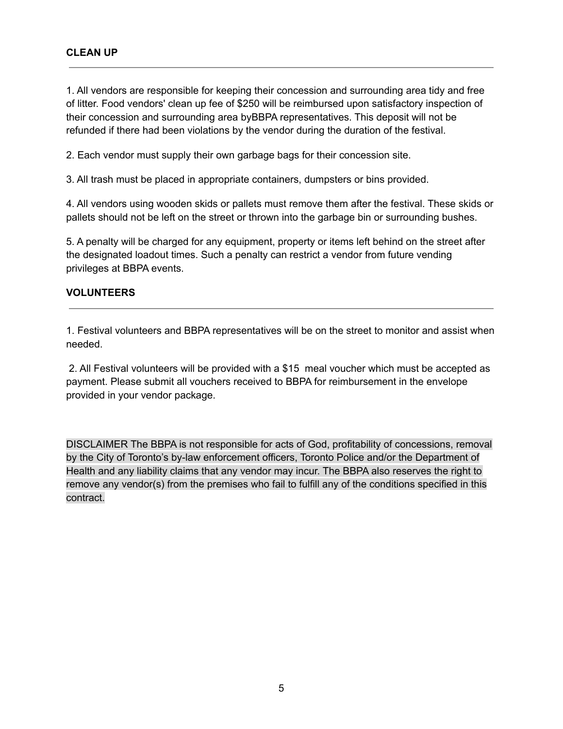**CLEAN UP**

1. All vendors are responsible for keeping their concession and surrounding area tidy and free of litter. Food vendors' clean up fee of $250 will be reimbursed upon satisfactory inspection of their concession and surrounding area byBBPA representatives. This deposit will not be refunded if there had been violations by the vendor during the duration of the festival.

2. Each vendor must supply their own garbage bags for their concession site.

3. All trash must be placed in appropriate containers, dumpsters or bins provided.

4. All vendors using wooden skids or pallets must remove them after the festival. These skids or pallets should not be left on the street or thrown into the garbage bin or surrounding bushes.

5. A penalty will be charged for any equipment, property or items left behind on the street after the designated loadout times. Such a penalty can restrict a vendor from future vending privileges at BBPA events.

**VOLUNTEERS**

1. Festival volunteers and BBPA representatives will be on the street to monitor and assist when needed.

2. All Festival volunteers will be provided with a $15 meal voucher which must be accepted as payment. Please submit all vouchers received to BBPA for reimbursement in the envelope provided in your vendor package.

DISCLAIMER The BBPA is not responsible for acts of God, profitability of concessions, removal by the City of Toronto's by-law enforcement officers, Toronto Police and/or the Department of Health and any liability claims that any vendor may incur. The BBPA also reserves the right to remove any vendor(s) from the premises who fail to fulfill any of the conditions specified in this contract.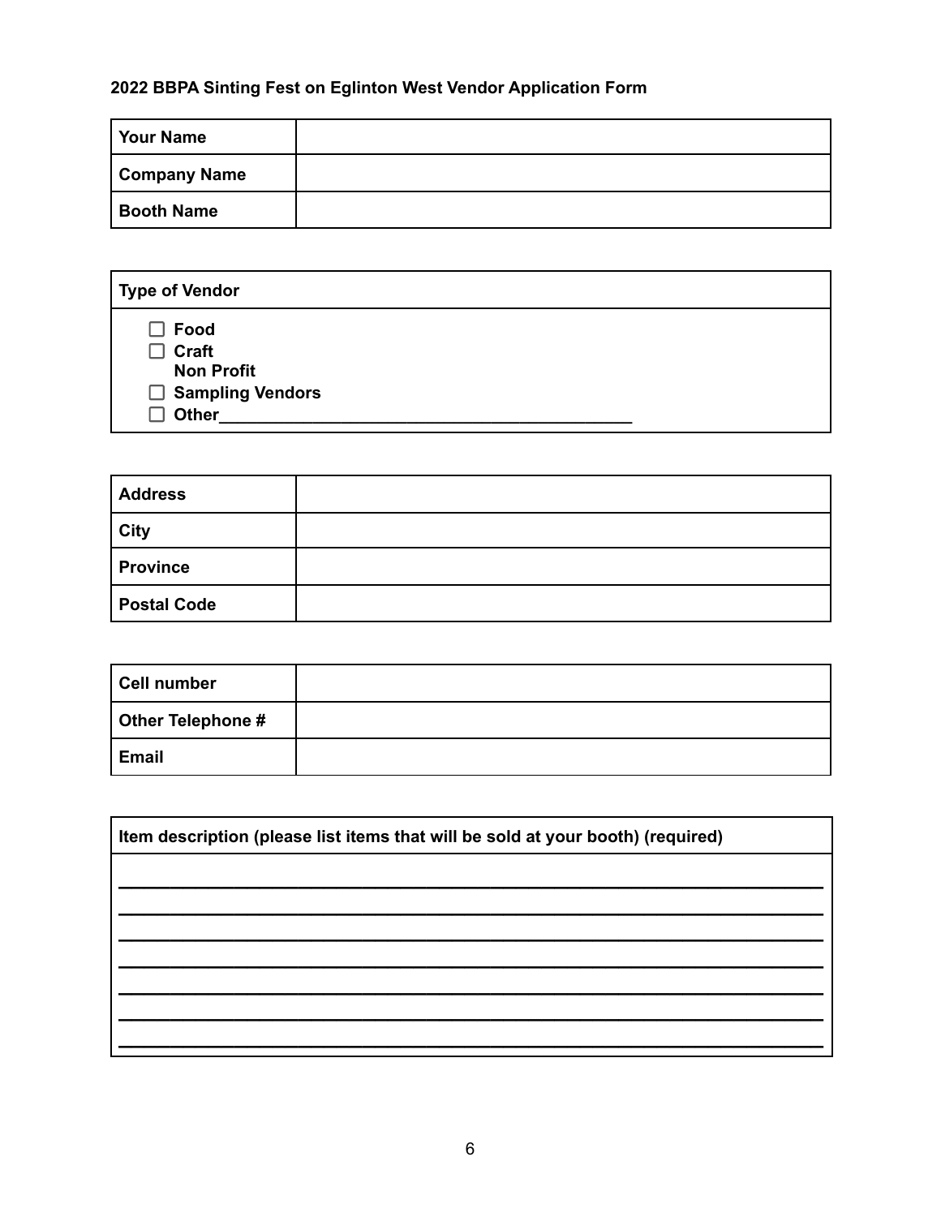**2022 BBPA Sinting Fest on Eglinton West Vendor Application Form**

| Your Name | |
|---|---|
| Company Name | |
| Booth Name | |

**Type of Vendor**

- ☐ **Food**
- ☐ **Craft**
- **Non Profit**
- ☐ **Sampling Vendors**
- ☐ **Other**\_\_\_\_\_\_\_\_\_\_\_\_\_\_\_\_\_\_\_\_\_\_\_\_\_\_\_\_\_\_\_\_\_\_\_\_\_\_\_\_\_\_\_\_

| Address | |
|---|---|
| City | |
| Province | |
| Postal Code | |

| Cell number | |
|---|---|
| Other Telephone # | |
| Email | |

**Item description (please list items that will be sold at your booth) (required)**

\_\_\_\_\_\_\_\_\_\_\_\_\_\_\_\_\_\_\_\_\_\_\_\_\_\_\_\_\_\_\_\_\_\_\_\_\_\_\_\_\_\_\_\_\_\_\_\_\_\_\_\_\_\_\_\_\_\_\_\_\_\_\_\_

\_\_\_\_\_\_\_\_\_\_\_\_\_\_\_\_\_\_\_\_\_\_\_\_\_\_\_\_\_\_\_\_\_\_\_\_\_\_\_\_\_\_\_\_\_\_\_\_\_\_\_\_\_\_\_\_\_\_\_\_\_\_\_\_

\_\_\_\_\_\_\_\_\_\_\_\_\_\_\_\_\_\_\_\_\_\_\_\_\_\_\_\_\_\_\_\_\_\_\_\_\_\_\_\_\_\_\_\_\_\_\_\_\_\_\_\_\_\_\_\_\_\_\_\_\_\_\_\_

\_\_\_\_\_\_\_\_\_\_\_\_\_\_\_\_\_\_\_\_\_\_\_\_\_\_\_\_\_\_\_\_\_\_\_\_\_\_\_\_\_\_\_\_\_\_\_\_\_\_\_\_\_\_\_\_\_\_\_\_\_\_\_\_

\_\_\_\_\_\_\_\_\_\_\_\_\_\_\_\_\_\_\_\_\_\_\_\_\_\_\_\_\_\_\_\_\_\_\_\_\_\_\_\_\_\_\_\_\_\_\_\_\_\_\_\_\_\_\_\_\_\_\_\_\_\_\_\_

\_\_\_\_\_\_\_\_\_\_\_\_\_\_\_\_\_\_\_\_\_\_\_\_\_\_\_\_\_\_\_\_\_\_\_\_\_\_\_\_\_\_\_\_\_\_\_\_\_\_\_\_\_\_\_\_\_\_\_\_\_\_\_\_

\_\_\_\_\_\_\_\_\_\_\_\_\_\_\_\_\_\_\_\_\_\_\_\_\_\_\_\_\_\_\_\_\_\_\_\_\_\_\_\_\_\_\_\_\_\_\_\_\_\_\_\_\_\_\_\_\_\_\_\_\_\_\_\_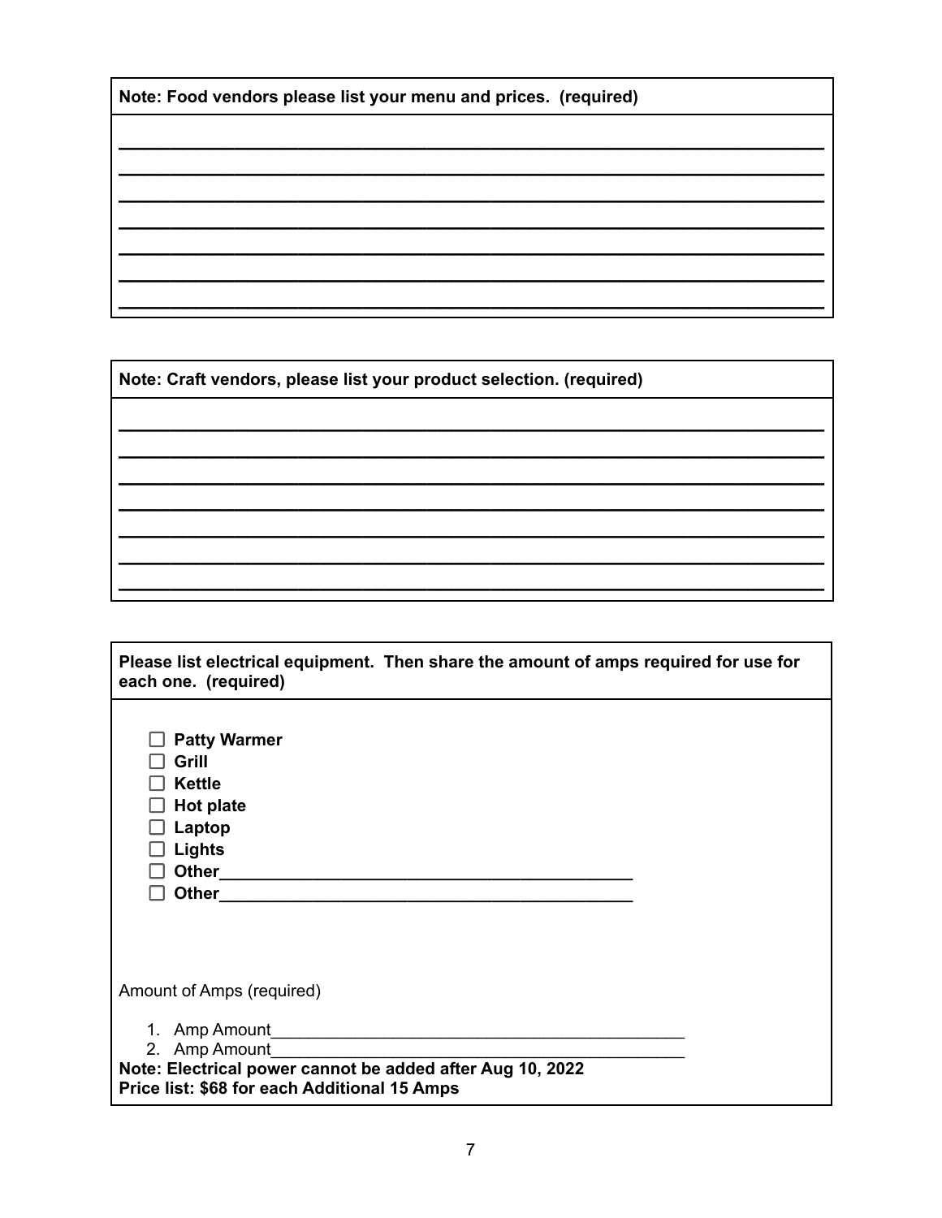**Note: Food vendors please list your menu and prices. (required)**

\_\_\_\_\_\_\_\_\_\_\_\_\_\_\_\_\_\_\_\_\_\_\_\_\_\_\_\_\_\_\_\_\_\_\_\_\_\_\_\_\_\_\_\_\_\_\_\_\_\_\_\_\_\_\_\_\_\_\_\_

\_\_\_\_\_\_\_\_\_\_\_\_\_\_\_\_\_\_\_\_\_\_\_\_\_\_\_\_\_\_\_\_\_\_\_\_\_\_\_\_\_\_\_\_\_\_\_\_\_\_\_\_\_\_\_\_\_\_\_\_

\_\_\_\_\_\_\_\_\_\_\_\_\_\_\_\_\_\_\_\_\_\_\_\_\_\_\_\_\_\_\_\_\_\_\_\_\_\_\_\_\_\_\_\_\_\_\_\_\_\_\_\_\_\_\_\_\_\_\_\_

\_\_\_\_\_\_\_\_\_\_\_\_\_\_\_\_\_\_\_\_\_\_\_\_\_\_\_\_\_\_\_\_\_\_\_\_\_\_\_\_\_\_\_\_\_\_\_\_\_\_\_\_\_\_\_\_\_\_\_\_

\_\_\_\_\_\_\_\_\_\_\_\_\_\_\_\_\_\_\_\_\_\_\_\_\_\_\_\_\_\_\_\_\_\_\_\_\_\_\_\_\_\_\_\_\_\_\_\_\_\_\_\_\_\_\_\_\_\_\_\_

\_\_\_\_\_\_\_\_\_\_\_\_\_\_\_\_\_\_\_\_\_\_\_\_\_\_\_\_\_\_\_\_\_\_\_\_\_\_\_\_\_\_\_\_\_\_\_\_\_\_\_\_\_\_\_\_\_\_\_\_

\_\_\_\_\_\_\_\_\_\_\_\_\_\_\_\_\_\_\_\_\_\_\_\_\_\_\_\_\_\_\_\_\_\_\_\_\_\_\_\_\_\_\_\_\_\_\_\_\_\_\_\_\_\_\_\_\_\_\_\_

**Note: Craft vendors, please list your product selection. (required)**

\_\_\_\_\_\_\_\_\_\_\_\_\_\_\_\_\_\_\_\_\_\_\_\_\_\_\_\_\_\_\_\_\_\_\_\_\_\_\_\_\_\_\_\_\_\_\_\_\_\_\_\_\_\_\_\_\_\_\_\_

\_\_\_\_\_\_\_\_\_\_\_\_\_\_\_\_\_\_\_\_\_\_\_\_\_\_\_\_\_\_\_\_\_\_\_\_\_\_\_\_\_\_\_\_\_\_\_\_\_\_\_\_\_\_\_\_\_\_\_\_

\_\_\_\_\_\_\_\_\_\_\_\_\_\_\_\_\_\_\_\_\_\_\_\_\_\_\_\_\_\_\_\_\_\_\_\_\_\_\_\_\_\_\_\_\_\_\_\_\_\_\_\_\_\_\_\_\_\_\_\_

\_\_\_\_\_\_\_\_\_\_\_\_\_\_\_\_\_\_\_\_\_\_\_\_\_\_\_\_\_\_\_\_\_\_\_\_\_\_\_\_\_\_\_\_\_\_\_\_\_\_\_\_\_\_\_\_\_\_\_\_

\_\_\_\_\_\_\_\_\_\_\_\_\_\_\_\_\_\_\_\_\_\_\_\_\_\_\_\_\_\_\_\_\_\_\_\_\_\_\_\_\_\_\_\_\_\_\_\_\_\_\_\_\_\_\_\_\_\_\_\_

\_\_\_\_\_\_\_\_\_\_\_\_\_\_\_\_\_\_\_\_\_\_\_\_\_\_\_\_\_\_\_\_\_\_\_\_\_\_\_\_\_\_\_\_\_\_\_\_\_\_\_\_\_\_\_\_\_\_\_\_

\_\_\_\_\_\_\_\_\_\_\_\_\_\_\_\_\_\_\_\_\_\_\_\_\_\_\_\_\_\_\_\_\_\_\_\_\_\_\_\_\_\_\_\_\_\_\_\_\_\_\_\_\_\_\_\_\_\_\_\_

**Please list electrical equipment. Then share the amount of amps required for use for each one. (required)**

- ☐ **Patty Warmer**
- ☐ **Grill**
- ☐ **Kettle**
- ☐ **Hot plate**
- ☐ **Laptop**
- ☐ **Lights**
- ☐ **Other\_\_\_\_\_\_\_\_\_\_\_\_\_\_\_\_\_\_\_\_\_\_\_\_\_\_\_\_\_\_\_\_\_\_\_\_\_\_\_\_\_**
- ☐ **Other\_\_\_\_\_\_\_\_\_\_\_\_\_\_\_\_\_\_\_\_\_\_\_\_\_\_\_\_\_\_\_\_\_\_\_\_\_\_\_\_\_**

Amount of Amps (required)

1. Amp Amount\_\_\_\_\_\_\_\_\_\_\_\_\_\_\_\_\_\_\_\_\_\_\_\_\_\_\_\_\_\_\_\_\_\_\_\_\_\_\_\_\_
2. Amp Amount\_\_\_\_\_\_\_\_\_\_\_\_\_\_\_\_\_\_\_\_\_\_\_\_\_\_\_\_\_\_\_\_\_\_\_\_\_\_\_\_\_

**Note: Electrical power cannot be added after Aug 10, 2022**
**Price list: $68 for each Additional 15 Amps**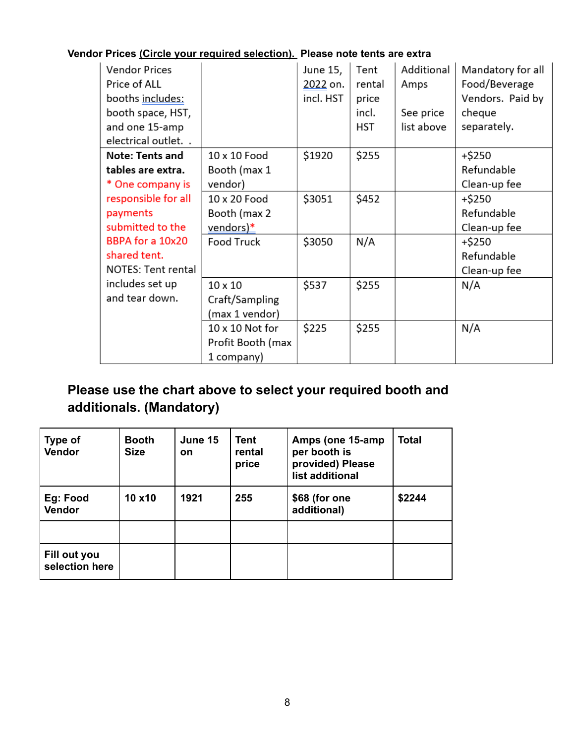**Vendor Prices (Circle your required selection). Please note tents are extra**

| Vendor Prices Price of ALL booths includes: booth space, HST, and one 15-amp electrical outlet. . | | June 15, 2022 on. incl. HST | Tent rental price incl. HST | Additional Amps See price list above | Mandatory for all Food/Beverage Vendors. Paid by cheque separately. |
|---|---|---|---|---|---|
| **Note: Tents and tables are extra.** * One company is responsible for all payments submitted to the BBPA for a 10x20 shared tent. NOTES: Tent rental includes set up and tear down. | 10 x 10 Food Booth (max 1 vendor) | $1920 | $255 | | +$250 Refundable Clean-up fee |
| | 10 x 20 Food Booth (max 2 vendors)* | $3051 | $452 | | +$250 Refundable Clean-up fee |
| | Food Truck | $3050 | N/A | | +$250 Refundable Clean-up fee |
| | 10 x 10 Craft/Sampling (max 1 vendor) | $537 | $255 | | N/A |
| | 10 x 10 Not for Profit Booth (max 1 company) | $225 | $255 | | N/A |

## Please use the chart above to select your required booth and additionals. (Mandatory)

| Type of Vendor | Booth Size | June 15 on | Tent rental price | Amps (one 15-amp per booth is provided) Please list additional | Total |
|---|---|---|---|---|---|
| Eg: Food Vendor | 10 x10 | 1921 | 255 | $68 (for one additional) | $2244 |
| | | | | | |
| Fill out you selection here | | | | | |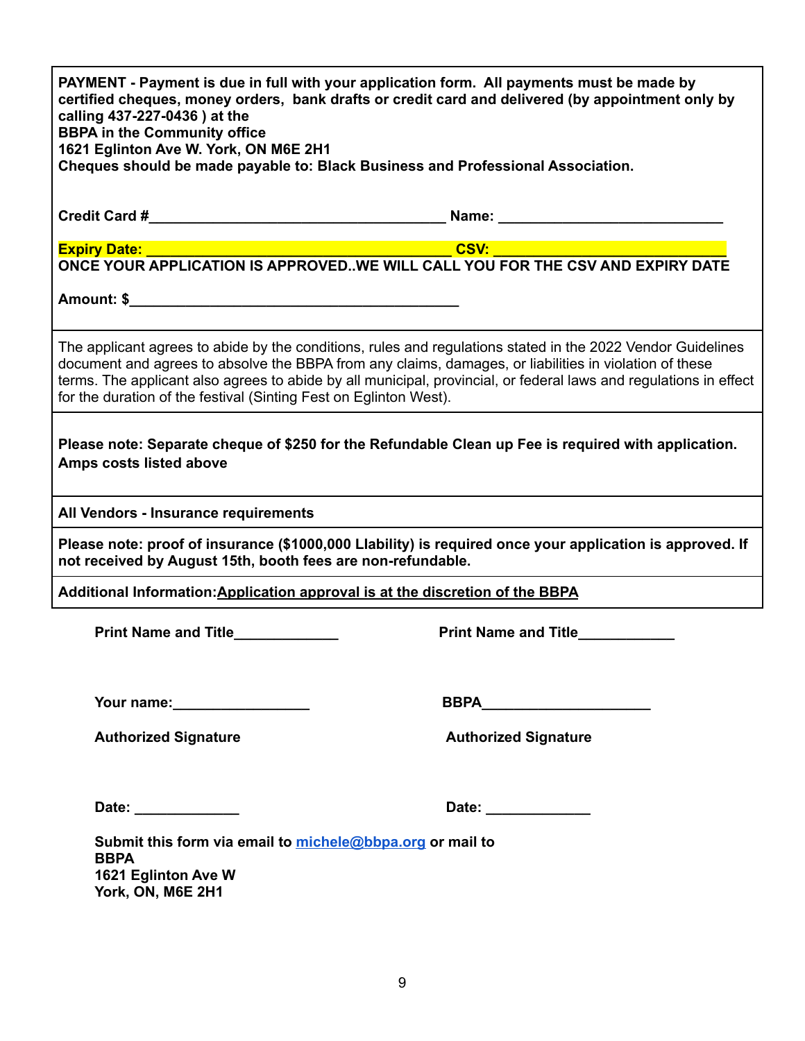**PAYMENT - Payment is due in full with your application form. All payments must be made by certified cheques, money orders, bank drafts or credit card and delivered (by appointment only by calling 437-227-0436 ) at the**
**BBPA in the Community office**
**1621 Eglinton Ave W. York, ON M6E 2H1**
**Cheques should be made payable to: Black Business and Professional Association.**

**Credit Card #_____________________________________ Name: ____________________________**

**Expiry Date: ______________________________________ CSV: _____________________________**
**ONCE YOUR APPLICATION IS APPROVED..WE WILL CALL YOU FOR THE CSV AND EXPIRY DATE**

**Amount: $__________________________________________**

The applicant agrees to abide by the conditions, rules and regulations stated in the 2022 Vendor Guidelines document and agrees to absolve the BBPA from any claims, damages, or liabilities in violation of these terms. The applicant also agrees to abide by all municipal, provincial, or federal laws and regulations in effect for the duration of the festival (Sinting Fest on Eglinton West).

**Please note: Separate cheque of $250 for the Refundable Clean up Fee is required with application. Amps costs listed above**

**All Vendors - Insurance requirements**

**Please note: proof of insurance ($1000,000 Llability) is required once your application is approved. If not received by August 15th, booth fees are non-refundable.**

**Additional Information:** **Application approval is at the discretion of the BBPA**

**Print Name and Title_____________**

**Your name:_________________**

**Authorized Signature**

**Date: _____________**

**Print Name and Title____________**

**BBPA_____________________**

**Authorized Signature**

**Date: _____________**

**Submit this form via email to michele@bbpa.org or mail to**
**BBPA**
**1621 Eglinton Ave W**
**York, ON, M6E 2H1**